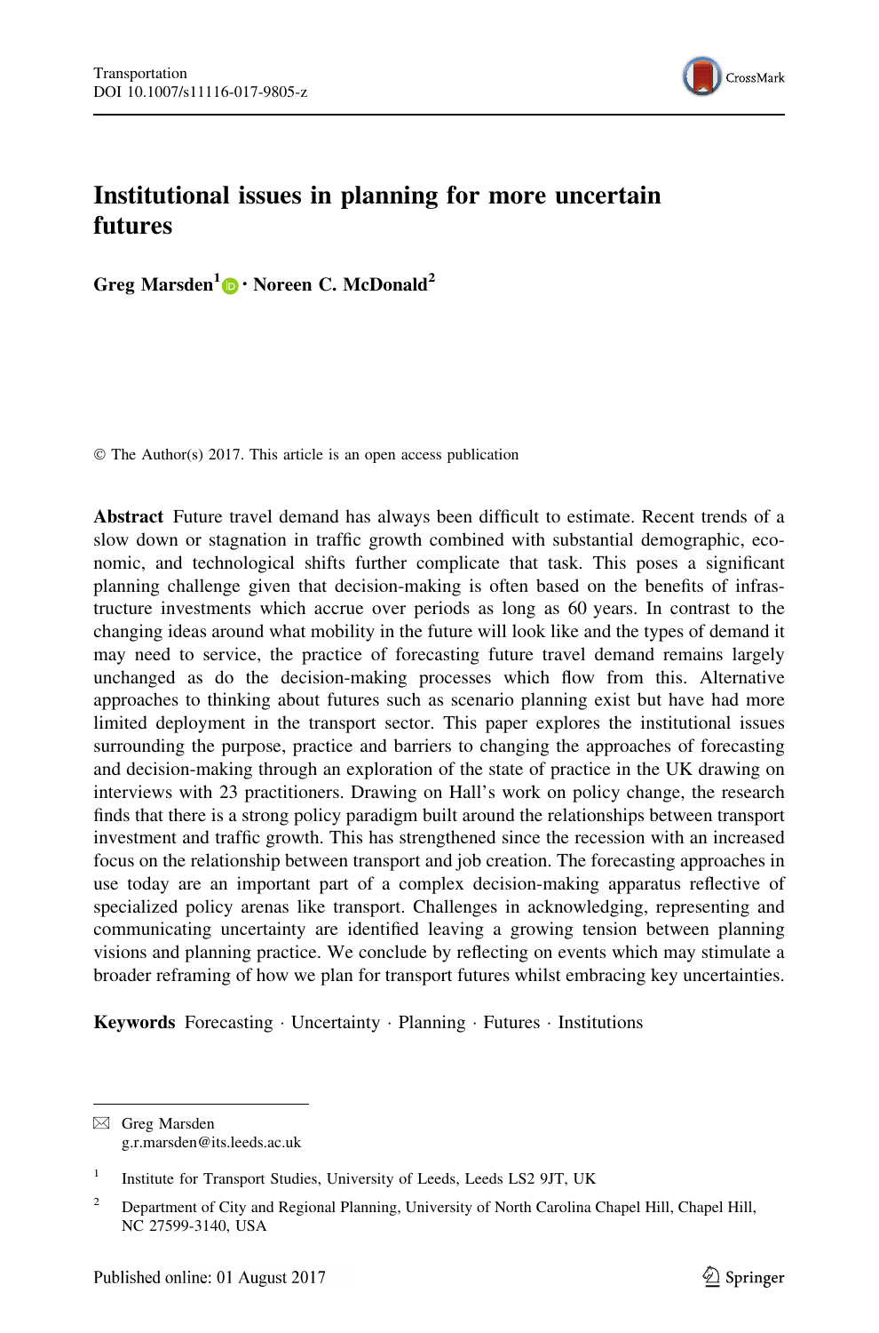# Institutional issues in planning for more uncertain futures

**Greg Marsden**[1] · **Noreen C. McDonald**[2]

© The Author(s) 2017. This article is an open access publication

**Abstract** Future travel demand has always been difficult to estimate. Recent trends of a slow down or stagnation in traffic growth combined with substantial demographic, economic, and technological shifts further complicate that task. This poses a significant planning challenge given that decision-making is often based on the benefits of infrastructure investments which accrue over periods as long as 60 years. In contrast to the changing ideas around what mobility in the future will look like and the types of demand it may need to service, the practice of forecasting future travel demand remains largely unchanged as do the decision-making processes which flow from this. Alternative approaches to thinking about futures such as scenario planning exist but have had more limited deployment in the transport sector. This paper explores the institutional issues surrounding the purpose, practice and barriers to changing the approaches of forecasting and decision-making through an exploration of the state of practice in the UK drawing on interviews with 23 practitioners. Drawing on Hall's work on policy change, the research finds that there is a strong policy paradigm built around the relationships between transport investment and traffic growth. This has strengthened since the recession with an increased focus on the relationship between transport and job creation. The forecasting approaches in use today are an important part of a complex decision-making apparatus reflective of specialized policy arenas like transport. Challenges in acknowledging, representing and communicating uncertainty are identified leaving a growing tension between planning visions and planning practice. We conclude by reflecting on events which may stimulate a broader reframing of how we plan for transport futures whilst embracing key uncertainties.

**Keywords** Forecasting · Uncertainty · Planning · Futures · Institutions

---

✉ Greg Marsden
g.r.marsden@its.leeds.ac.uk

[1] Institute for Transport Studies, University of Leeds, Leeds LS2 9JT, UK

[2] Department of City and Regional Planning, University of North Carolina Chapel Hill, Chapel Hill, NC 27599-3140, USA

Published online: 01 August 2017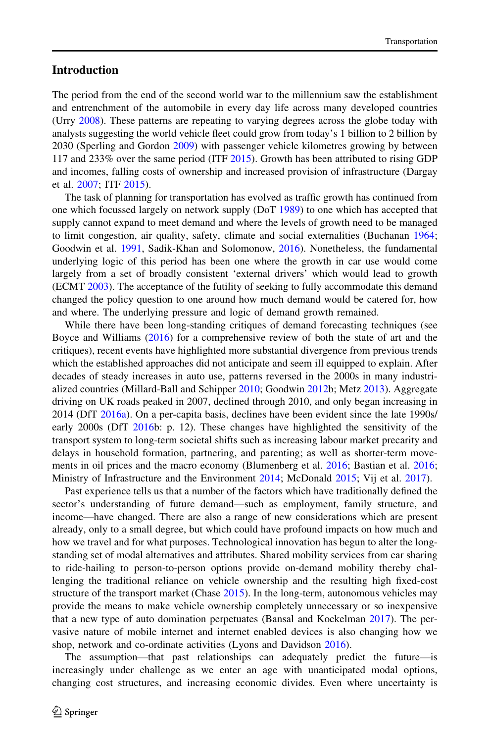## Introduction

The period from the end of the second world war to the millennium saw the establishment and entrenchment of the automobile in every day life across many developed countries (Urry 2008). These patterns are repeating to varying degrees across the globe today with analysts suggesting the world vehicle fleet could grow from today's 1 billion to 2 billion by 2030 (Sperling and Gordon 2009) with passenger vehicle kilometres growing by between 117 and 233% over the same period (ITF 2015). Growth has been attributed to rising GDP and incomes, falling costs of ownership and increased provision of infrastructure (Dargay et al. 2007; ITF 2015).

The task of planning for transportation has evolved as traffic growth has continued from one which focussed largely on network supply (DoT 1989) to one which has accepted that supply cannot expand to meet demand and where the levels of growth need to be managed to limit congestion, air quality, safety, climate and social externalities (Buchanan 1964; Goodwin et al. 1991, Sadik-Khan and Solomonow, 2016). Nonetheless, the fundamental underlying logic of this period has been one where the growth in car use would come largely from a set of broadly consistent 'external drivers' which would lead to growth (ECMT 2003). The acceptance of the futility of seeking to fully accommodate this demand changed the policy question to one around how much demand would be catered for, how and where. The underlying pressure and logic of demand growth remained.

While there have been long-standing critiques of demand forecasting techniques (see Boyce and Williams (2016) for a comprehensive review of both the state of art and the critiques), recent events have highlighted more substantial divergence from previous trends which the established approaches did not anticipate and seem ill equipped to explain. After decades of steady increases in auto use, patterns reversed in the 2000s in many industrialized countries (Millard-Ball and Schipper 2010; Goodwin 2012b; Metz 2013). Aggregate driving on UK roads peaked in 2007, declined through 2010, and only began increasing in 2014 (DfT 2016a). On a per-capita basis, declines have been evident since the late 1990s/early 2000s (DfT 2016b: p. 12). These changes have highlighted the sensitivity of the transport system to long-term societal shifts such as increasing labour market precarity and delays in household formation, partnering, and parenting; as well as shorter-term movements in oil prices and the macro economy (Blumenberg et al. 2016; Bastian et al. 2016; Ministry of Infrastructure and the Environment 2014; McDonald 2015; Vij et al. 2017).

Past experience tells us that a number of the factors which have traditionally defined the sector's understanding of future demand—such as employment, family structure, and income—have changed. There are also a range of new considerations which are present already, only to a small degree, but which could have profound impacts on how much and how we travel and for what purposes. Technological innovation has begun to alter the long-standing set of modal alternatives and attributes. Shared mobility services from car sharing to ride-hailing to person-to-person options provide on-demand mobility thereby challenging the traditional reliance on vehicle ownership and the resulting high fixed-cost structure of the transport market (Chase 2015). In the long-term, autonomous vehicles may provide the means to make vehicle ownership completely unnecessary or so inexpensive that a new type of auto domination perpetuates (Bansal and Kockelman 2017). The pervasive nature of mobile internet and internet enabled devices is also changing how we shop, network and co-ordinate activities (Lyons and Davidson 2016).

The assumption—that past relationships can adequately predict the future—is increasingly under challenge as we enter an age with unanticipated modal options, changing cost structures, and increasing economic divides. Even where uncertainty is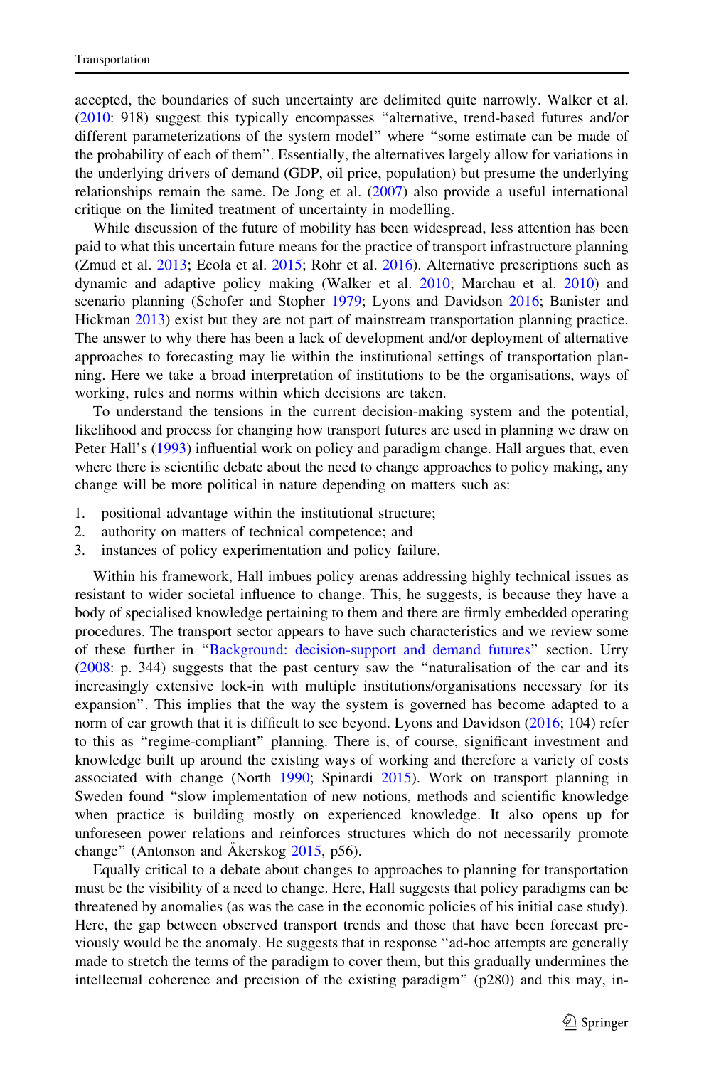accepted, the boundaries of such uncertainty are delimited quite narrowly. Walker et al. (2010: 918) suggest this typically encompasses "alternative, trend-based futures and/or different parameterizations of the system model" where "some estimate can be made of the probability of each of them". Essentially, the alternatives largely allow for variations in the underlying drivers of demand (GDP, oil price, population) but presume the underlying relationships remain the same. De Jong et al. (2007) also provide a useful international critique on the limited treatment of uncertainty in modelling.

While discussion of the future of mobility has been widespread, less attention has been paid to what this uncertain future means for the practice of transport infrastructure planning (Zmud et al. 2013; Ecola et al. 2015; Rohr et al. 2016). Alternative prescriptions such as dynamic and adaptive policy making (Walker et al. 2010; Marchau et al. 2010) and scenario planning (Schofer and Stopher 1979; Lyons and Davidson 2016; Banister and Hickman 2013) exist but they are not part of mainstream transportation planning practice. The answer to why there has been a lack of development and/or deployment of alternative approaches to forecasting may lie within the institutional settings of transportation planning. Here we take a broad interpretation of institutions to be the organisations, ways of working, rules and norms within which decisions are taken.

To understand the tensions in the current decision-making system and the potential, likelihood and process for changing how transport futures are used in planning we draw on Peter Hall's (1993) influential work on policy and paradigm change. Hall argues that, even where there is scientific debate about the need to change approaches to policy making, any change will be more political in nature depending on matters such as:

1. positional advantage within the institutional structure;
2. authority on matters of technical competence; and
3. instances of policy experimentation and policy failure.

Within his framework, Hall imbues policy arenas addressing highly technical issues as resistant to wider societal influence to change. This, he suggests, is because they have a body of specialised knowledge pertaining to them and there are firmly embedded operating procedures. The transport sector appears to have such characteristics and we review some of these further in "Background: decision-support and demand futures" section. Urry (2008: p. 344) suggests that the past century saw the "naturalisation of the car and its increasingly extensive lock-in with multiple institutions/organisations necessary for its expansion". This implies that the way the system is governed has become adapted to a norm of car growth that it is difficult to see beyond. Lyons and Davidson (2016; 104) refer to this as "regime-compliant" planning. There is, of course, significant investment and knowledge built up around the existing ways of working and therefore a variety of costs associated with change (North 1990; Spinardi 2015). Work on transport planning in Sweden found "slow implementation of new notions, methods and scientific knowledge when practice is building mostly on experienced knowledge. It also opens up for unforeseen power relations and reinforces structures which do not necessarily promote change" (Antonson and Åkerskog 2015, p56).

Equally critical to a debate about changes to approaches to planning for transportation must be the visibility of a need to change. Here, Hall suggests that policy paradigms can be threatened by anomalies (as was the case in the economic policies of his initial case study). Here, the gap between observed transport trends and those that have been forecast previously would be the anomaly. He suggests that in response "ad-hoc attempts are generally made to stretch the terms of the paradigm to cover them, but this gradually undermines the intellectual coherence and precision of the existing paradigm" (p280) and this may, in-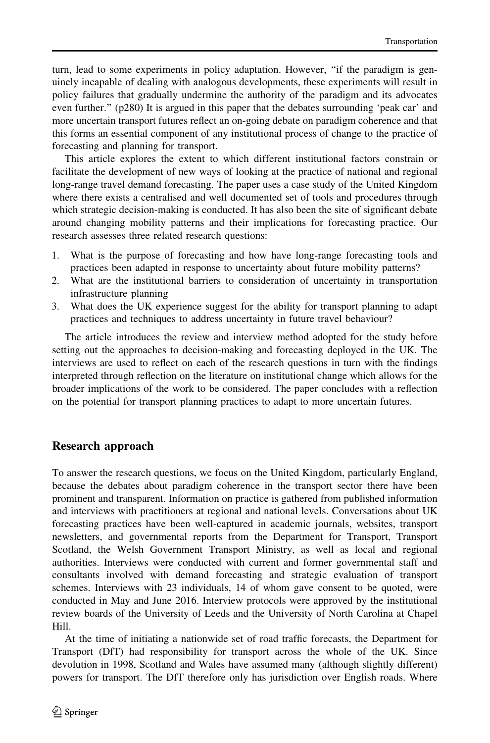turn, lead to some experiments in policy adaptation. However, "if the paradigm is genuinely incapable of dealing with analogous developments, these experiments will result in policy failures that gradually undermine the authority of the paradigm and its advocates even further." (p280) It is argued in this paper that the debates surrounding 'peak car' and more uncertain transport futures reflect an on-going debate on paradigm coherence and that this forms an essential component of any institutional process of change to the practice of forecasting and planning for transport.

This article explores the extent to which different institutional factors constrain or facilitate the development of new ways of looking at the practice of national and regional long-range travel demand forecasting. The paper uses a case study of the United Kingdom where there exists a centralised and well documented set of tools and procedures through which strategic decision-making is conducted. It has also been the site of significant debate around changing mobility patterns and their implications for forecasting practice. Our research assesses three related research questions:

1. What is the purpose of forecasting and how have long-range forecasting tools and practices been adapted in response to uncertainty about future mobility patterns?
2. What are the institutional barriers to consideration of uncertainty in transportation infrastructure planning
3. What does the UK experience suggest for the ability for transport planning to adapt practices and techniques to address uncertainty in future travel behaviour?

The article introduces the review and interview method adopted for the study before setting out the approaches to decision-making and forecasting deployed in the UK. The interviews are used to reflect on each of the research questions in turn with the findings interpreted through reflection on the literature on institutional change which allows for the broader implications of the work to be considered. The paper concludes with a reflection on the potential for transport planning practices to adapt to more uncertain futures.

## Research approach

To answer the research questions, we focus on the United Kingdom, particularly England, because the debates about paradigm coherence in the transport sector there have been prominent and transparent. Information on practice is gathered from published information and interviews with practitioners at regional and national levels. Conversations about UK forecasting practices have been well-captured in academic journals, websites, transport newsletters, and governmental reports from the Department for Transport, Transport Scotland, the Welsh Government Transport Ministry, as well as local and regional authorities. Interviews were conducted with current and former governmental staff and consultants involved with demand forecasting and strategic evaluation of transport schemes. Interviews with 23 individuals, 14 of whom gave consent to be quoted, were conducted in May and June 2016. Interview protocols were approved by the institutional review boards of the University of Leeds and the University of North Carolina at Chapel Hill.

At the time of initiating a nationwide set of road traffic forecasts, the Department for Transport (DfT) had responsibility for transport across the whole of the UK. Since devolution in 1998, Scotland and Wales have assumed many (although slightly different) powers for transport. The DfT therefore only has jurisdiction over English roads. Where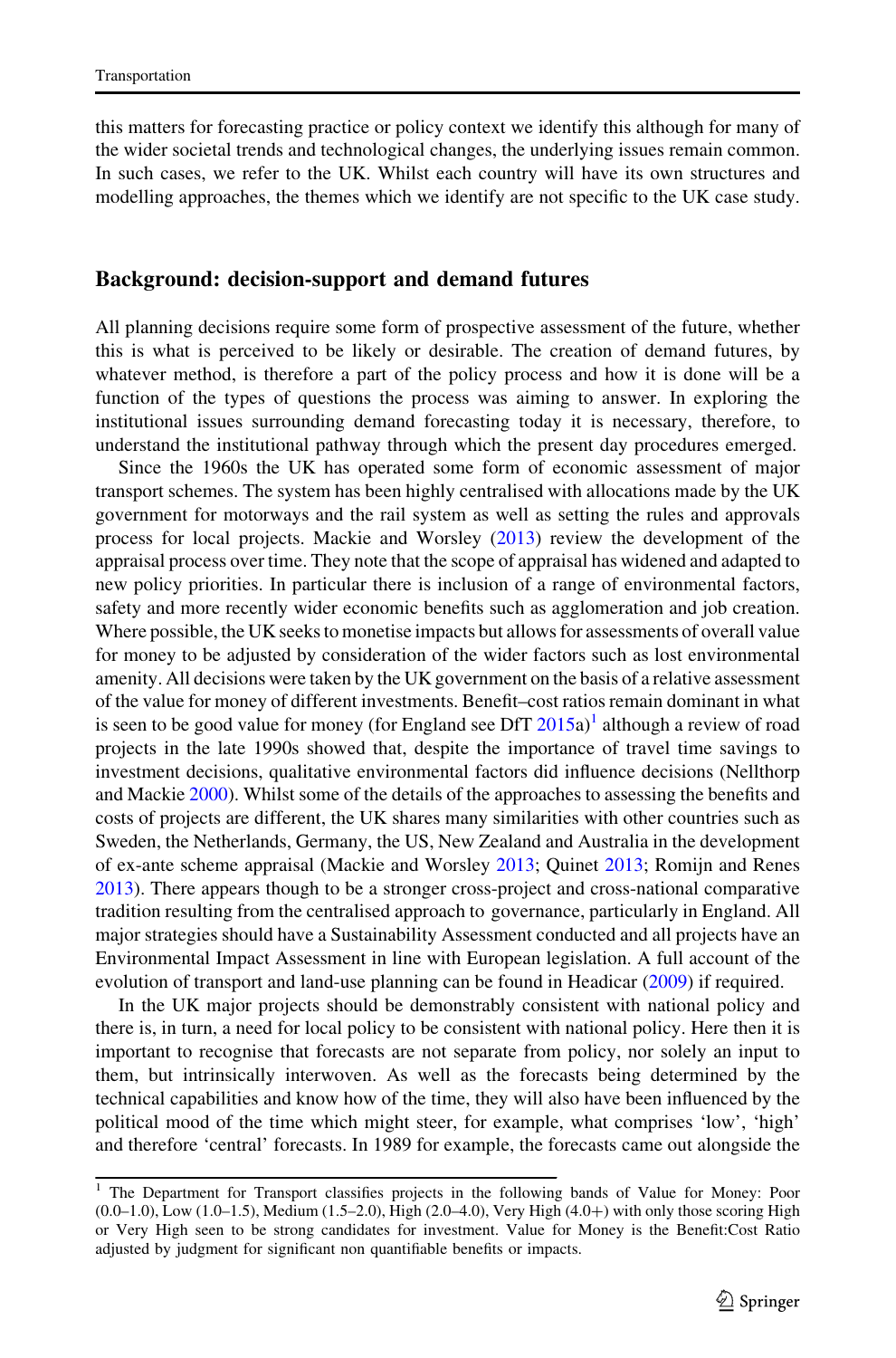this matters for forecasting practice or policy context we identify this although for many of the wider societal trends and technological changes, the underlying issues remain common. In such cases, we refer to the UK. Whilst each country will have its own structures and modelling approaches, the themes which we identify are not specific to the UK case study.

## Background: decision-support and demand futures

All planning decisions require some form of prospective assessment of the future, whether this is what is perceived to be likely or desirable. The creation of demand futures, by whatever method, is therefore a part of the policy process and how it is done will be a function of the types of questions the process was aiming to answer. In exploring the institutional issues surrounding demand forecasting today it is necessary, therefore, to understand the institutional pathway through which the present day procedures emerged.

Since the 1960s the UK has operated some form of economic assessment of major transport schemes. The system has been highly centralised with allocations made by the UK government for motorways and the rail system as well as setting the rules and approvals process for local projects. Mackie and Worsley (2013) review the development of the appraisal process over time. They note that the scope of appraisal has widened and adapted to new policy priorities. In particular there is inclusion of a range of environmental factors, safety and more recently wider economic benefits such as agglomeration and job creation. Where possible, the UK seeks to monetise impacts but allows for assessments of overall value for money to be adjusted by consideration of the wider factors such as lost environmental amenity. All decisions were taken by the UK government on the basis of a relative assessment of the value for money of different investments. Benefit–cost ratios remain dominant in what is seen to be good value for money (for England see DfT 2015a)[1] although a review of road projects in the late 1990s showed that, despite the importance of travel time savings to investment decisions, qualitative environmental factors did influence decisions (Nellthorp and Mackie 2000). Whilst some of the details of the approaches to assessing the benefits and costs of projects are different, the UK shares many similarities with other countries such as Sweden, the Netherlands, Germany, the US, New Zealand and Australia in the development of ex-ante scheme appraisal (Mackie and Worsley 2013; Quinet 2013; Romijn and Renes 2013). There appears though to be a stronger cross-project and cross-national comparative tradition resulting from the centralised approach to governance, particularly in England. All major strategies should have a Sustainability Assessment conducted and all projects have an Environmental Impact Assessment in line with European legislation. A full account of the evolution of transport and land-use planning can be found in Headicar (2009) if required.

In the UK major projects should be demonstrably consistent with national policy and there is, in turn, a need for local policy to be consistent with national policy. Here then it is important to recognise that forecasts are not separate from policy, nor solely an input to them, but intrinsically interwoven. As well as the forecasts being determined by the technical capabilities and know how of the time, they will also have been influenced by the political mood of the time which might steer, for example, what comprises 'low', 'high' and therefore 'central' forecasts. In 1989 for example, the forecasts came out alongside the

[1] The Department for Transport classifies projects in the following bands of Value for Money: Poor (0.0–1.0), Low (1.0–1.5), Medium (1.5–2.0), High (2.0–4.0), Very High (4.0+) with only those scoring High or Very High seen to be strong candidates for investment. Value for Money is the Benefit:Cost Ratio adjusted by judgment for significant non quantifiable benefits or impacts.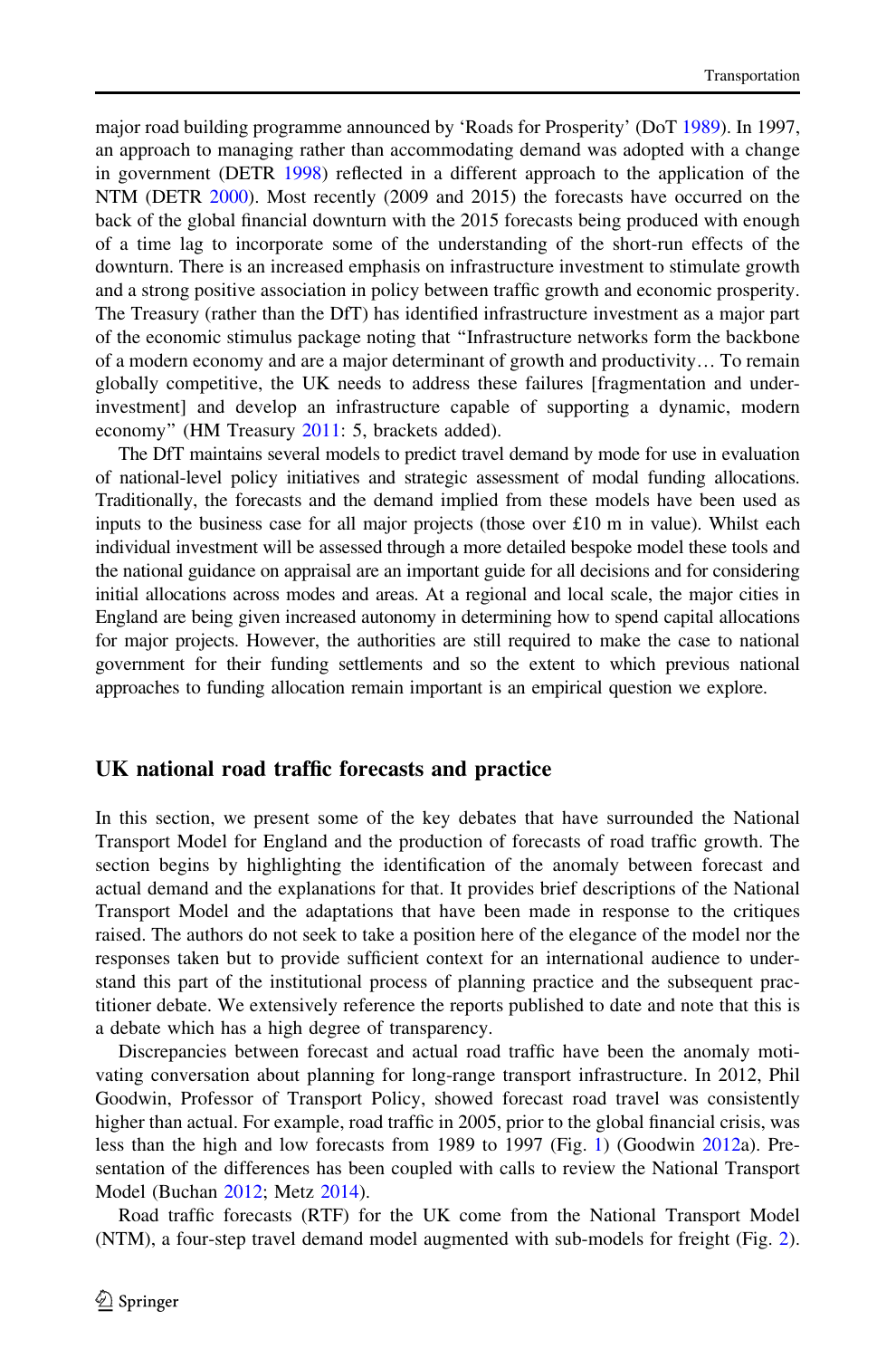major road building programme announced by 'Roads for Prosperity' (DoT 1989). In 1997, an approach to managing rather than accommodating demand was adopted with a change in government (DETR 1998) reflected in a different approach to the application of the NTM (DETR 2000). Most recently (2009 and 2015) the forecasts have occurred on the back of the global financial downturn with the 2015 forecasts being produced with enough of a time lag to incorporate some of the understanding of the short-run effects of the downturn. There is an increased emphasis on infrastructure investment to stimulate growth and a strong positive association in policy between traffic growth and economic prosperity. The Treasury (rather than the DfT) has identified infrastructure investment as a major part of the economic stimulus package noting that "Infrastructure networks form the backbone of a modern economy and are a major determinant of growth and productivity… To remain globally competitive, the UK needs to address these failures [fragmentation and under-investment] and develop an infrastructure capable of supporting a dynamic, modern economy" (HM Treasury 2011: 5, brackets added).

The DfT maintains several models to predict travel demand by mode for use in evaluation of national-level policy initiatives and strategic assessment of modal funding allocations. Traditionally, the forecasts and the demand implied from these models have been used as inputs to the business case for all major projects (those over £10 m in value). Whilst each individual investment will be assessed through a more detailed bespoke model these tools and the national guidance on appraisal are an important guide for all decisions and for considering initial allocations across modes and areas. At a regional and local scale, the major cities in England are being given increased autonomy in determining how to spend capital allocations for major projects. However, the authorities are still required to make the case to national government for their funding settlements and so the extent to which previous national approaches to funding allocation remain important is an empirical question we explore.

## UK national road traffic forecasts and practice

In this section, we present some of the key debates that have surrounded the National Transport Model for England and the production of forecasts of road traffic growth. The section begins by highlighting the identification of the anomaly between forecast and actual demand and the explanations for that. It provides brief descriptions of the National Transport Model and the adaptations that have been made in response to the critiques raised. The authors do not seek to take a position here of the elegance of the model nor the responses taken but to provide sufficient context for an international audience to understand this part of the institutional process of planning practice and the subsequent practitioner debate. We extensively reference the reports published to date and note that this is a debate which has a high degree of transparency.

Discrepancies between forecast and actual road traffic have been the anomaly motivating conversation about planning for long-range transport infrastructure. In 2012, Phil Goodwin, Professor of Transport Policy, showed forecast road travel was consistently higher than actual. For example, road traffic in 2005, prior to the global financial crisis, was less than the high and low forecasts from 1989 to 1997 (Fig. 1) (Goodwin 2012a). Presentation of the differences has been coupled with calls to review the National Transport Model (Buchan 2012; Metz 2014).

Road traffic forecasts (RTF) for the UK come from the National Transport Model (NTM), a four-step travel demand model augmented with sub-models for freight (Fig. 2).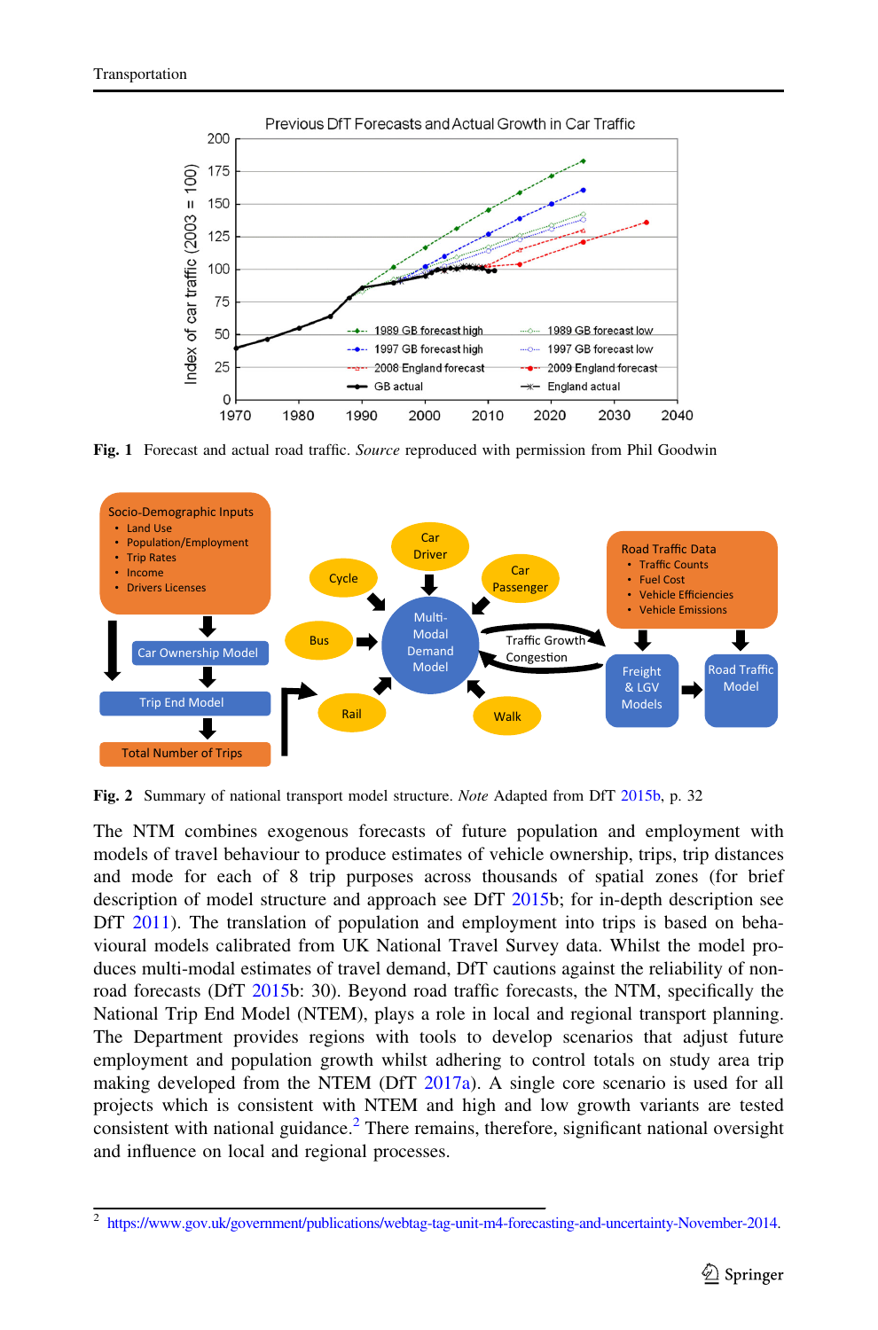Fig. 1 Forecast and actual road traffic. *Source* reproduced with permission from Phil Goodwin

Fig. 2 Summary of national transport model structure. *Note* Adapted from DfT 2015b, p. 32

The NTM combines exogenous forecasts of future population and employment with models of travel behaviour to produce estimates of vehicle ownership, trips, trip distances and mode for each of 8 trip purposes across thousands of spatial zones (for brief description of model structure and approach see DfT 2015b; for in-depth description see DfT 2011). The translation of population and employment into trips is based on behavioural models calibrated from UK National Travel Survey data. Whilst the model produces multi-modal estimates of travel demand, DfT cautions against the reliability of non-road forecasts (DfT 2015b: 30). Beyond road traffic forecasts, the NTM, specifically the National Trip End Model (NTEM), plays a role in local and regional transport planning. The Department provides regions with tools to develop scenarios that adjust future employment and population growth whilst adhering to control totals on study area trip making developed from the NTEM (DfT 2017a). A single core scenario is used for all projects which is consistent with NTEM and high and low growth variants are tested consistent with national guidance.[2] There remains, therefore, significant national oversight and influence on local and regional processes.

[2] https://www.gov.uk/government/publications/webtag-tag-unit-m4-forecasting-and-uncertainty-November-2014.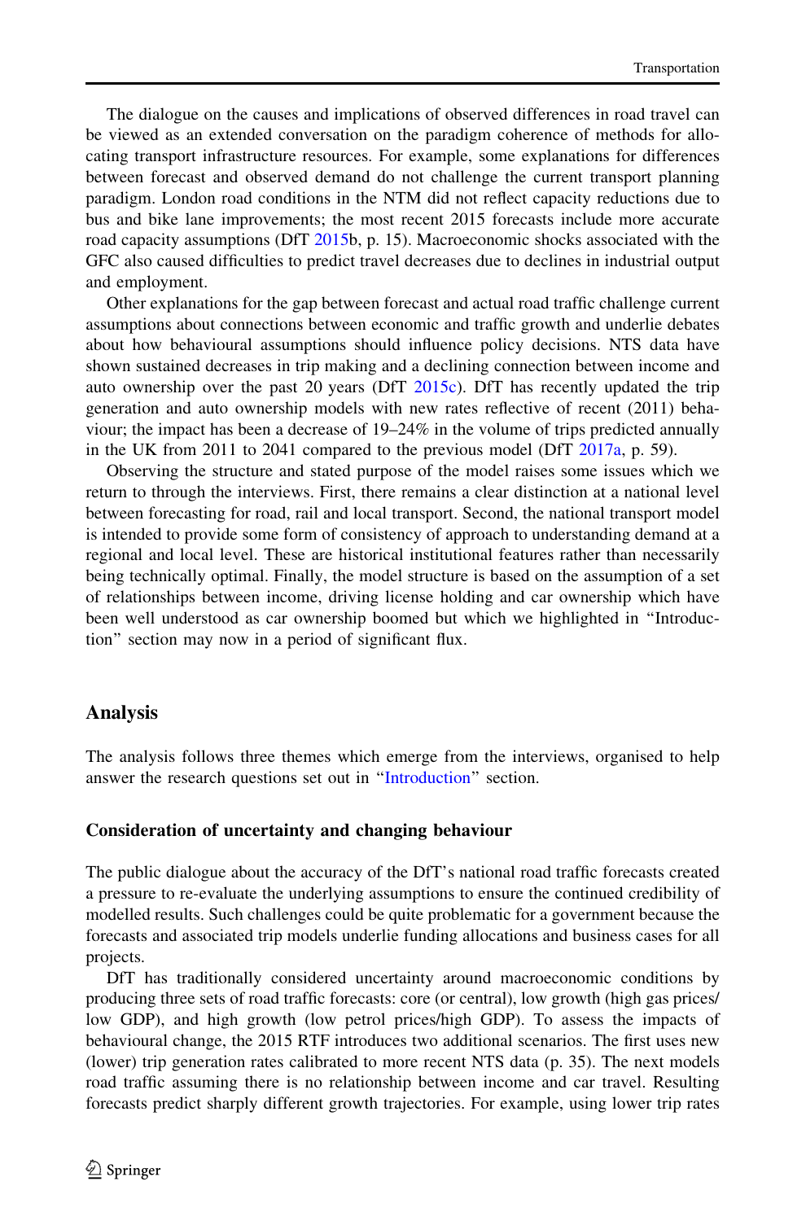The dialogue on the causes and implications of observed differences in road travel can be viewed as an extended conversation on the paradigm coherence of methods for allocating transport infrastructure resources. For example, some explanations for differences between forecast and observed demand do not challenge the current transport planning paradigm. London road conditions in the NTM did not reflect capacity reductions due to bus and bike lane improvements; the most recent 2015 forecasts include more accurate road capacity assumptions (DfT 2015b, p. 15). Macroeconomic shocks associated with the GFC also caused difficulties to predict travel decreases due to declines in industrial output and employment.

Other explanations for the gap between forecast and actual road traffic challenge current assumptions about connections between economic and traffic growth and underlie debates about how behavioural assumptions should influence policy decisions. NTS data have shown sustained decreases in trip making and a declining connection between income and auto ownership over the past 20 years (DfT 2015c). DfT has recently updated the trip generation and auto ownership models with new rates reflective of recent (2011) behaviour; the impact has been a decrease of 19–24% in the volume of trips predicted annually in the UK from 2011 to 2041 compared to the previous model (DfT 2017a, p. 59).

Observing the structure and stated purpose of the model raises some issues which we return to through the interviews. First, there remains a clear distinction at a national level between forecasting for road, rail and local transport. Second, the national transport model is intended to provide some form of consistency of approach to understanding demand at a regional and local level. These are historical institutional features rather than necessarily being technically optimal. Finally, the model structure is based on the assumption of a set of relationships between income, driving license holding and car ownership which have been well understood as car ownership boomed but which we highlighted in "Introduction" section may now in a period of significant flux.

## Analysis

The analysis follows three themes which emerge from the interviews, organised to help answer the research questions set out in "Introduction" section.

### Consideration of uncertainty and changing behaviour

The public dialogue about the accuracy of the DfT's national road traffic forecasts created a pressure to re-evaluate the underlying assumptions to ensure the continued credibility of modelled results. Such challenges could be quite problematic for a government because the forecasts and associated trip models underlie funding allocations and business cases for all projects.

DfT has traditionally considered uncertainty around macroeconomic conditions by producing three sets of road traffic forecasts: core (or central), low growth (high gas prices/low GDP), and high growth (low petrol prices/high GDP). To assess the impacts of behavioural change, the 2015 RTF introduces two additional scenarios. The first uses new (lower) trip generation rates calibrated to more recent NTS data (p. 35). The next models road traffic assuming there is no relationship between income and car travel. Resulting forecasts predict sharply different growth trajectories. For example, using lower trip rates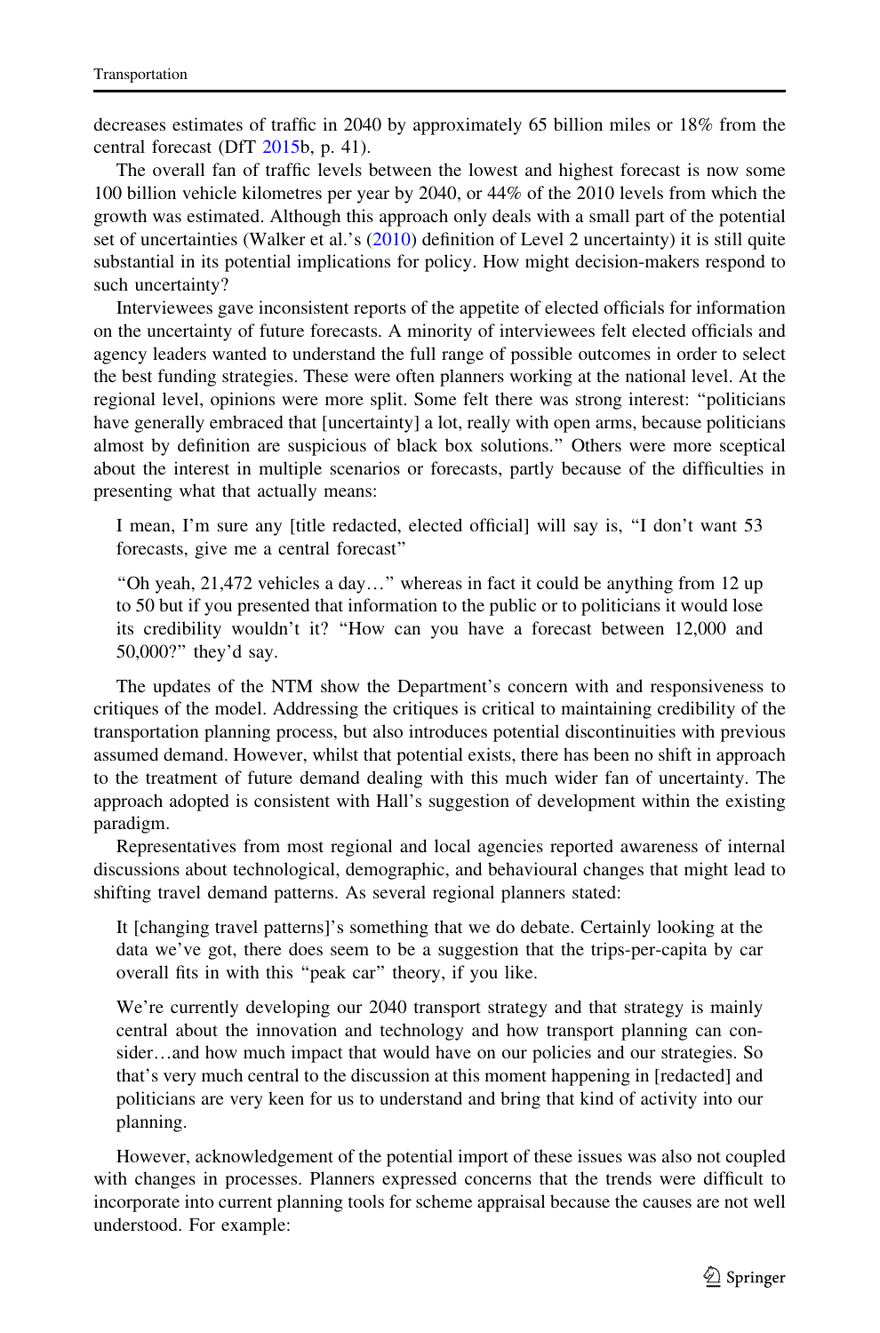decreases estimates of traffic in 2040 by approximately 65 billion miles or 18% from the central forecast (DfT 2015b, p. 41).

The overall fan of traffic levels between the lowest and highest forecast is now some 100 billion vehicle kilometres per year by 2040, or 44% of the 2010 levels from which the growth was estimated. Although this approach only deals with a small part of the potential set of uncertainties (Walker et al.'s (2010) definition of Level 2 uncertainty) it is still quite substantial in its potential implications for policy. How might decision-makers respond to such uncertainty?

Interviewees gave inconsistent reports of the appetite of elected officials for information on the uncertainty of future forecasts. A minority of interviewees felt elected officials and agency leaders wanted to understand the full range of possible outcomes in order to select the best funding strategies. These were often planners working at the national level. At the regional level, opinions were more split. Some felt there was strong interest: "politicians have generally embraced that [uncertainty] a lot, really with open arms, because politicians almost by definition are suspicious of black box solutions." Others were more sceptical about the interest in multiple scenarios or forecasts, partly because of the difficulties in presenting what that actually means:

> I mean, I'm sure any [title redacted, elected official] will say is, "I don't want 53 forecasts, give me a central forecast"

> "Oh yeah, 21,472 vehicles a day…" whereas in fact it could be anything from 12 up to 50 but if you presented that information to the public or to politicians it would lose its credibility wouldn't it? "How can you have a forecast between 12,000 and 50,000?" they'd say.

The updates of the NTM show the Department's concern with and responsiveness to critiques of the model. Addressing the critiques is critical to maintaining credibility of the transportation planning process, but also introduces potential discontinuities with previous assumed demand. However, whilst that potential exists, there has been no shift in approach to the treatment of future demand dealing with this much wider fan of uncertainty. The approach adopted is consistent with Hall's suggestion of development within the existing paradigm.

Representatives from most regional and local agencies reported awareness of internal discussions about technological, demographic, and behavioural changes that might lead to shifting travel demand patterns. As several regional planners stated:

> It [changing travel patterns]'s something that we do debate. Certainly looking at the data we've got, there does seem to be a suggestion that the trips-per-capita by car overall fits in with this "peak car" theory, if you like.

> We're currently developing our 2040 transport strategy and that strategy is mainly central about the innovation and technology and how transport planning can consider…and how much impact that would have on our policies and our strategies. So that's very much central to the discussion at this moment happening in [redacted] and politicians are very keen for us to understand and bring that kind of activity into our planning.

However, acknowledgement of the potential import of these issues was also not coupled with changes in processes. Planners expressed concerns that the trends were difficult to incorporate into current planning tools for scheme appraisal because the causes are not well understood. For example: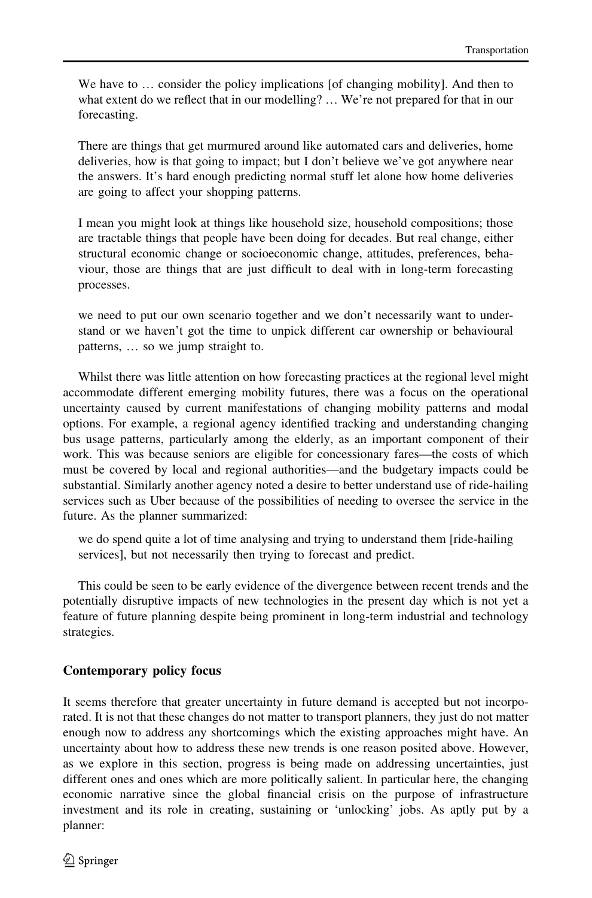> We have to … consider the policy implications [of changing mobility]. And then to what extent do we reflect that in our modelling? … We're not prepared for that in our forecasting.

> There are things that get murmured around like automated cars and deliveries, home deliveries, how is that going to impact; but I don't believe we've got anywhere near the answers. It's hard enough predicting normal stuff let alone how home deliveries are going to affect your shopping patterns.

> I mean you might look at things like household size, household compositions; those are tractable things that people have been doing for decades. But real change, either structural economic change or socioeconomic change, attitudes, preferences, behaviour, those are things that are just difficult to deal with in long-term forecasting processes.

> we need to put our own scenario together and we don't necessarily want to understand or we haven't got the time to unpick different car ownership or behavioural patterns, … so we jump straight to.

Whilst there was little attention on how forecasting practices at the regional level might accommodate different emerging mobility futures, there was a focus on the operational uncertainty caused by current manifestations of changing mobility patterns and modal options. For example, a regional agency identified tracking and understanding changing bus usage patterns, particularly among the elderly, as an important component of their work. This was because seniors are eligible for concessionary fares—the costs of which must be covered by local and regional authorities—and the budgetary impacts could be substantial. Similarly another agency noted a desire to better understand use of ride-hailing services such as Uber because of the possibilities of needing to oversee the service in the future. As the planner summarized:

> we do spend quite a lot of time analysing and trying to understand them [ride-hailing services], but not necessarily then trying to forecast and predict.

This could be seen to be early evidence of the divergence between recent trends and the potentially disruptive impacts of new technologies in the present day which is not yet a feature of future planning despite being prominent in long-term industrial and technology strategies.

### Contemporary policy focus

It seems therefore that greater uncertainty in future demand is accepted but not incorporated. It is not that these changes do not matter to transport planners, they just do not matter enough now to address any shortcomings which the existing approaches might have. An uncertainty about how to address these new trends is one reason posited above. However, as we explore in this section, progress is being made on addressing uncertainties, just different ones and ones which are more politically salient. In particular here, the changing economic narrative since the global financial crisis on the purpose of infrastructure investment and its role in creating, sustaining or 'unlocking' jobs. As aptly put by a planner: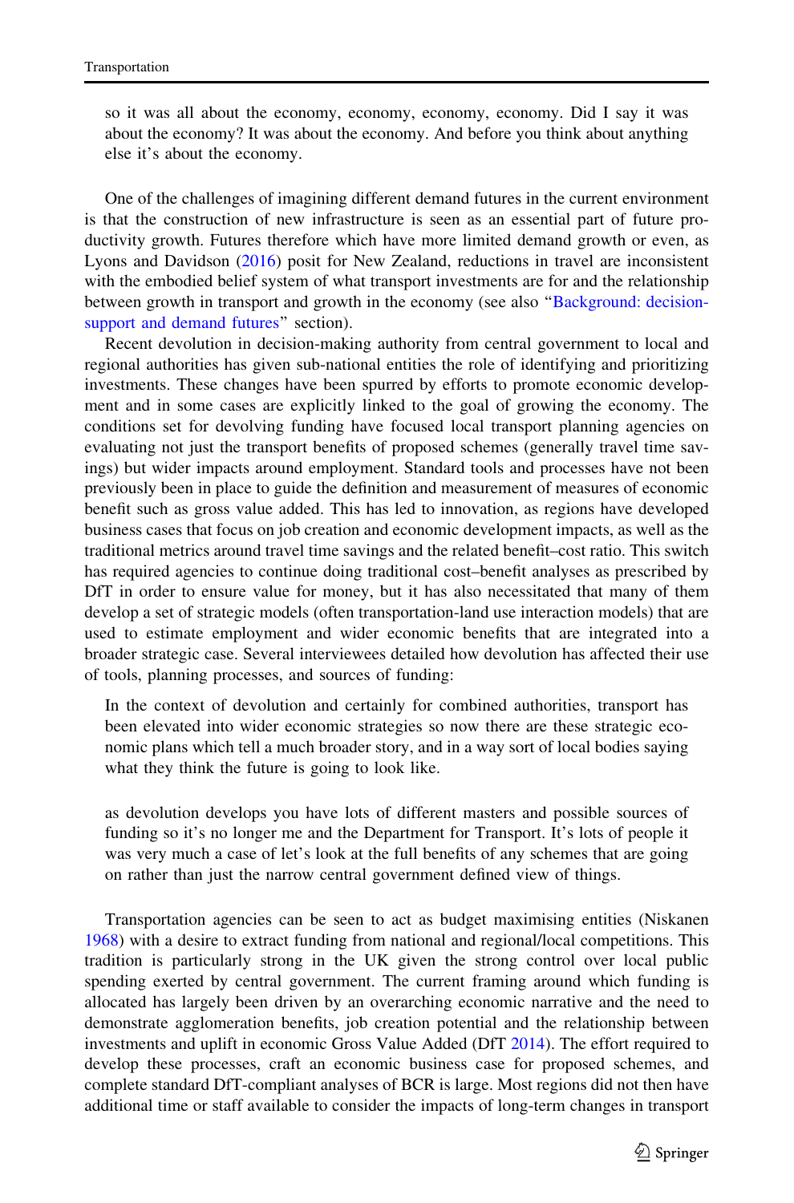> so it was all about the economy, economy, economy, economy. Did I say it was about the economy? It was about the economy. And before you think about anything else it's about the economy.

One of the challenges of imagining different demand futures in the current environment is that the construction of new infrastructure is seen as an essential part of future productivity growth. Futures therefore which have more limited demand growth or even, as Lyons and Davidson (2016) posit for New Zealand, reductions in travel are inconsistent with the embodied belief system of what transport investments are for and the relationship between growth in transport and growth in the economy (see also "Background: decision-support and demand futures" section).

Recent devolution in decision-making authority from central government to local and regional authorities has given sub-national entities the role of identifying and prioritizing investments. These changes have been spurred by efforts to promote economic development and in some cases are explicitly linked to the goal of growing the economy. The conditions set for devolving funding have focused local transport planning agencies on evaluating not just the transport benefits of proposed schemes (generally travel time savings) but wider impacts around employment. Standard tools and processes have not been previously been in place to guide the definition and measurement of measures of economic benefit such as gross value added. This has led to innovation, as regions have developed business cases that focus on job creation and economic development impacts, as well as the traditional metrics around travel time savings and the related benefit–cost ratio. This switch has required agencies to continue doing traditional cost–benefit analyses as prescribed by DfT in order to ensure value for money, but it has also necessitated that many of them develop a set of strategic models (often transportation-land use interaction models) that are used to estimate employment and wider economic benefits that are integrated into a broader strategic case. Several interviewees detailed how devolution has affected their use of tools, planning processes, and sources of funding:

> In the context of devolution and certainly for combined authorities, transport has been elevated into wider economic strategies so now there are these strategic economic plans which tell a much broader story, and in a way sort of local bodies saying what they think the future is going to look like.

> as devolution develops you have lots of different masters and possible sources of funding so it's no longer me and the Department for Transport. It's lots of people it was very much a case of let's look at the full benefits of any schemes that are going on rather than just the narrow central government defined view of things.

Transportation agencies can be seen to act as budget maximising entities (Niskanen 1968) with a desire to extract funding from national and regional/local competitions. This tradition is particularly strong in the UK given the strong control over local public spending exerted by central government. The current framing around which funding is allocated has largely been driven by an overarching economic narrative and the need to demonstrate agglomeration benefits, job creation potential and the relationship between investments and uplift in economic Gross Value Added (DfT 2014). The effort required to develop these processes, craft an economic business case for proposed schemes, and complete standard DfT-compliant analyses of BCR is large. Most regions did not then have additional time or staff available to consider the impacts of long-term changes in transport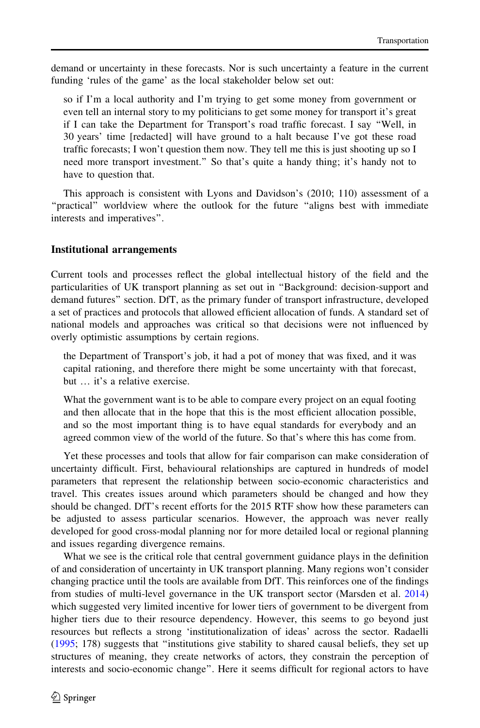demand or uncertainty in these forecasts. Nor is such uncertainty a feature in the current funding 'rules of the game' as the local stakeholder below set out:

> so if I'm a local authority and I'm trying to get some money from government or even tell an internal story to my politicians to get some money for transport it's great if I can take the Department for Transport's road traffic forecast. I say "Well, in 30 years' time [redacted] will have ground to a halt because I've got these road traffic forecasts; I won't question them now. They tell me this is just shooting up so I need more transport investment." So that's quite a handy thing; it's handy not to have to question that.

This approach is consistent with Lyons and Davidson's (2010; 110) assessment of a "practical" worldview where the outlook for the future "aligns best with immediate interests and imperatives".

### Institutional arrangements

Current tools and processes reflect the global intellectual history of the field and the particularities of UK transport planning as set out in "Background: decision-support and demand futures" section. DfT, as the primary funder of transport infrastructure, developed a set of practices and protocols that allowed efficient allocation of funds. A standard set of national models and approaches was critical so that decisions were not influenced by overly optimistic assumptions by certain regions.

> the Department of Transport's job, it had a pot of money that was fixed, and it was capital rationing, and therefore there might be some uncertainty with that forecast, but … it's a relative exercise.

> What the government want is to be able to compare every project on an equal footing and then allocate that in the hope that this is the most efficient allocation possible, and so the most important thing is to have equal standards for everybody and an agreed common view of the world of the future. So that's where this has come from.

Yet these processes and tools that allow for fair comparison can make consideration of uncertainty difficult. First, behavioural relationships are captured in hundreds of model parameters that represent the relationship between socio-economic characteristics and travel. This creates issues around which parameters should be changed and how they should be changed. DfT's recent efforts for the 2015 RTF show how these parameters can be adjusted to assess particular scenarios. However, the approach was never really developed for good cross-modal planning nor for more detailed local or regional planning and issues regarding divergence remains.

What we see is the critical role that central government guidance plays in the definition of and consideration of uncertainty in UK transport planning. Many regions won't consider changing practice until the tools are available from DfT. This reinforces one of the findings from studies of multi-level governance in the UK transport sector (Marsden et al. 2014) which suggested very limited incentive for lower tiers of government to be divergent from higher tiers due to their resource dependency. However, this seems to go beyond just resources but reflects a strong 'institutionalization of ideas' across the sector. Radaelli (1995; 178) suggests that "institutions give stability to shared causal beliefs, they set up structures of meaning, they create networks of actors, they constrain the perception of interests and socio-economic change". Here it seems difficult for regional actors to have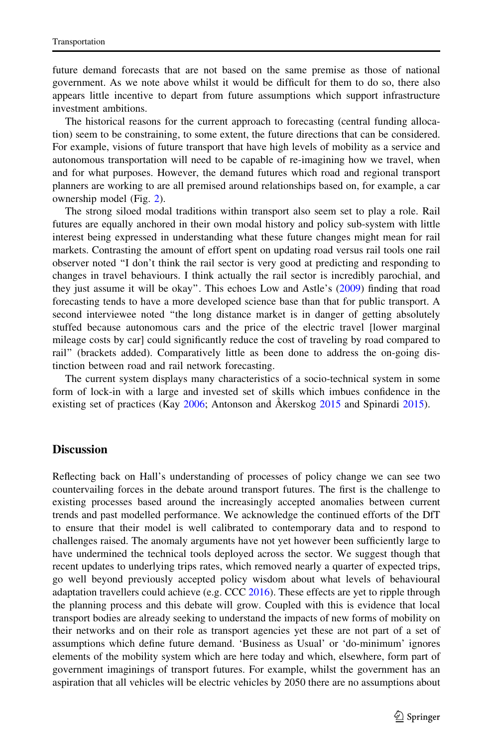future demand forecasts that are not based on the same premise as those of national government. As we note above whilst it would be difficult for them to do so, there also appears little incentive to depart from future assumptions which support infrastructure investment ambitions.

The historical reasons for the current approach to forecasting (central funding allocation) seem to be constraining, to some extent, the future directions that can be considered. For example, visions of future transport that have high levels of mobility as a service and autonomous transportation will need to be capable of re-imagining how we travel, when and for what purposes. However, the demand futures which road and regional transport planners are working to are all premised around relationships based on, for example, a car ownership model (Fig. 2).

The strong siloed modal traditions within transport also seem set to play a role. Rail futures are equally anchored in their own modal history and policy sub-system with little interest being expressed in understanding what these future changes might mean for rail markets. Contrasting the amount of effort spent on updating road versus rail tools one rail observer noted "I don't think the rail sector is very good at predicting and responding to changes in travel behaviours. I think actually the rail sector is incredibly parochial, and they just assume it will be okay". This echoes Low and Astle's (2009) finding that road forecasting tends to have a more developed science base than that for public transport. A second interviewee noted "the long distance market is in danger of getting absolutely stuffed because autonomous cars and the price of the electric travel [lower marginal mileage costs by car] could significantly reduce the cost of traveling by road compared to rail" (brackets added). Comparatively little as been done to address the on-going distinction between road and rail network forecasting.

The current system displays many characteristics of a socio-technical system in some form of lock-in with a large and invested set of skills which imbues confidence in the existing set of practices (Kay 2006; Antonson and Åkerskog 2015 and Spinardi 2015).

## Discussion

Reflecting back on Hall's understanding of processes of policy change we can see two countervailing forces in the debate around transport futures. The first is the challenge to existing processes based around the increasingly accepted anomalies between current trends and past modelled performance. We acknowledge the continued efforts of the DfT to ensure that their model is well calibrated to contemporary data and to respond to challenges raised. The anomaly arguments have not yet however been sufficiently large to have undermined the technical tools deployed across the sector. We suggest though that recent updates to underlying trips rates, which removed nearly a quarter of expected trips, go well beyond previously accepted policy wisdom about what levels of behavioural adaptation travellers could achieve (e.g. CCC 2016). These effects are yet to ripple through the planning process and this debate will grow. Coupled with this is evidence that local transport bodies are already seeking to understand the impacts of new forms of mobility on their networks and on their role as transport agencies yet these are not part of a set of assumptions which define future demand. 'Business as Usual' or 'do-minimum' ignores elements of the mobility system which are here today and which, elsewhere, form part of government imaginings of transport futures. For example, whilst the government has an aspiration that all vehicles will be electric vehicles by 2050 there are no assumptions about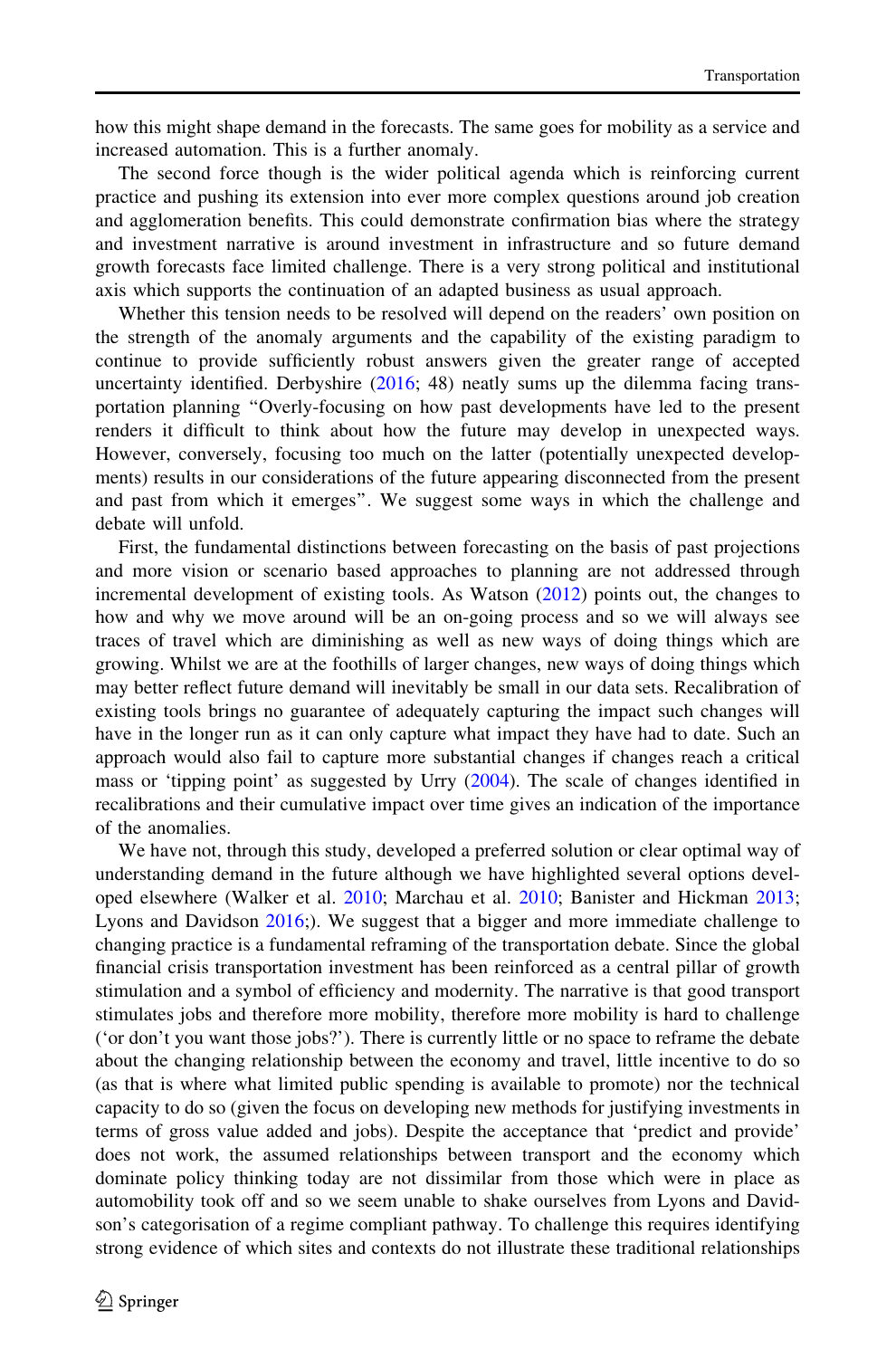how this might shape demand in the forecasts. The same goes for mobility as a service and increased automation. This is a further anomaly.

The second force though is the wider political agenda which is reinforcing current practice and pushing its extension into ever more complex questions around job creation and agglomeration benefits. This could demonstrate confirmation bias where the strategy and investment narrative is around investment in infrastructure and so future demand growth forecasts face limited challenge. There is a very strong political and institutional axis which supports the continuation of an adapted business as usual approach.

Whether this tension needs to be resolved will depend on the readers' own position on the strength of the anomaly arguments and the capability of the existing paradigm to continue to provide sufficiently robust answers given the greater range of accepted uncertainty identified. Derbyshire (2016; 48) neatly sums up the dilemma facing transportation planning "Overly-focusing on how past developments have led to the present renders it difficult to think about how the future may develop in unexpected ways. However, conversely, focusing too much on the latter (potentially unexpected developments) results in our considerations of the future appearing disconnected from the present and past from which it emerges". We suggest some ways in which the challenge and debate will unfold.

First, the fundamental distinctions between forecasting on the basis of past projections and more vision or scenario based approaches to planning are not addressed through incremental development of existing tools. As Watson (2012) points out, the changes to how and why we move around will be an on-going process and so we will always see traces of travel which are diminishing as well as new ways of doing things which are growing. Whilst we are at the foothills of larger changes, new ways of doing things which may better reflect future demand will inevitably be small in our data sets. Recalibration of existing tools brings no guarantee of adequately capturing the impact such changes will have in the longer run as it can only capture what impact they have had to date. Such an approach would also fail to capture more substantial changes if changes reach a critical mass or 'tipping point' as suggested by Urry (2004). The scale of changes identified in recalibrations and their cumulative impact over time gives an indication of the importance of the anomalies.

We have not, through this study, developed a preferred solution or clear optimal way of understanding demand in the future although we have highlighted several options developed elsewhere (Walker et al. 2010; Marchau et al. 2010; Banister and Hickman 2013; Lyons and Davidson 2016;). We suggest that a bigger and more immediate challenge to changing practice is a fundamental reframing of the transportation debate. Since the global financial crisis transportation investment has been reinforced as a central pillar of growth stimulation and a symbol of efficiency and modernity. The narrative is that good transport stimulates jobs and therefore more mobility, therefore more mobility is hard to challenge ('or don't you want those jobs?'). There is currently little or no space to reframe the debate about the changing relationship between the economy and travel, little incentive to do so (as that is where what limited public spending is available to promote) nor the technical capacity to do so (given the focus on developing new methods for justifying investments in terms of gross value added and jobs). Despite the acceptance that 'predict and provide' does not work, the assumed relationships between transport and the economy which dominate policy thinking today are not dissimilar from those which were in place as automobility took off and so we seem unable to shake ourselves from Lyons and Davidson's categorisation of a regime compliant pathway. To challenge this requires identifying strong evidence of which sites and contexts do not illustrate these traditional relationships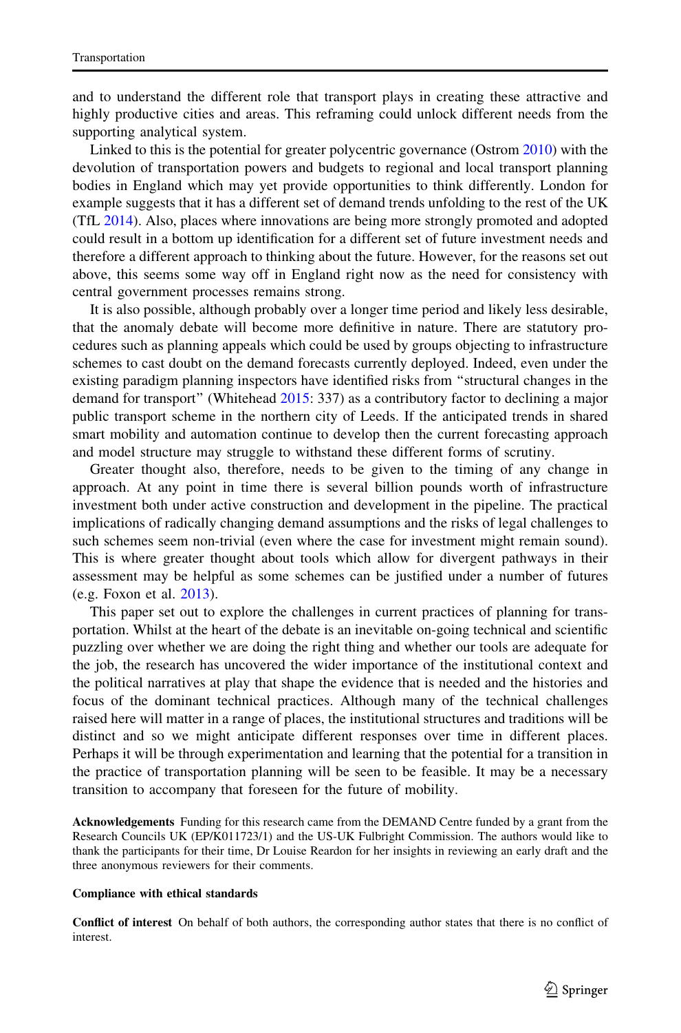and to understand the different role that transport plays in creating these attractive and highly productive cities and areas. This reframing could unlock different needs from the supporting analytical system.

Linked to this is the potential for greater polycentric governance (Ostrom 2010) with the devolution of transportation powers and budgets to regional and local transport planning bodies in England which may yet provide opportunities to think differently. London for example suggests that it has a different set of demand trends unfolding to the rest of the UK (TfL 2014). Also, places where innovations are being more strongly promoted and adopted could result in a bottom up identification for a different set of future investment needs and therefore a different approach to thinking about the future. However, for the reasons set out above, this seems some way off in England right now as the need for consistency with central government processes remains strong.

It is also possible, although probably over a longer time period and likely less desirable, that the anomaly debate will become more definitive in nature. There are statutory procedures such as planning appeals which could be used by groups objecting to infrastructure schemes to cast doubt on the demand forecasts currently deployed. Indeed, even under the existing paradigm planning inspectors have identified risks from "structural changes in the demand for transport" (Whitehead 2015: 337) as a contributory factor to declining a major public transport scheme in the northern city of Leeds. If the anticipated trends in shared smart mobility and automation continue to develop then the current forecasting approach and model structure may struggle to withstand these different forms of scrutiny.

Greater thought also, therefore, needs to be given to the timing of any change in approach. At any point in time there is several billion pounds worth of infrastructure investment both under active construction and development in the pipeline. The practical implications of radically changing demand assumptions and the risks of legal challenges to such schemes seem non-trivial (even where the case for investment might remain sound). This is where greater thought about tools which allow for divergent pathways in their assessment may be helpful as some schemes can be justified under a number of futures (e.g. Foxon et al. 2013).

This paper set out to explore the challenges in current practices of planning for transportation. Whilst at the heart of the debate is an inevitable on-going technical and scientific puzzling over whether we are doing the right thing and whether our tools are adequate for the job, the research has uncovered the wider importance of the institutional context and the political narratives at play that shape the evidence that is needed and the histories and focus of the dominant technical practices. Although many of the technical challenges raised here will matter in a range of places, the institutional structures and traditions will be distinct and so we might anticipate different responses over time in different places. Perhaps it will be through experimentation and learning that the potential for a transition in the practice of transportation planning will be seen to be feasible. It may be a necessary transition to accompany that foreseen for the future of mobility.

**Acknowledgements** Funding for this research came from the DEMAND Centre funded by a grant from the Research Councils UK (EP/K011723/1) and the US-UK Fulbright Commission. The authors would like to thank the participants for their time, Dr Louise Reardon for her insights in reviewing an early draft and the three anonymous reviewers for their comments.

**Compliance with ethical standards**

**Conflict of interest** On behalf of both authors, the corresponding author states that there is no conflict of interest.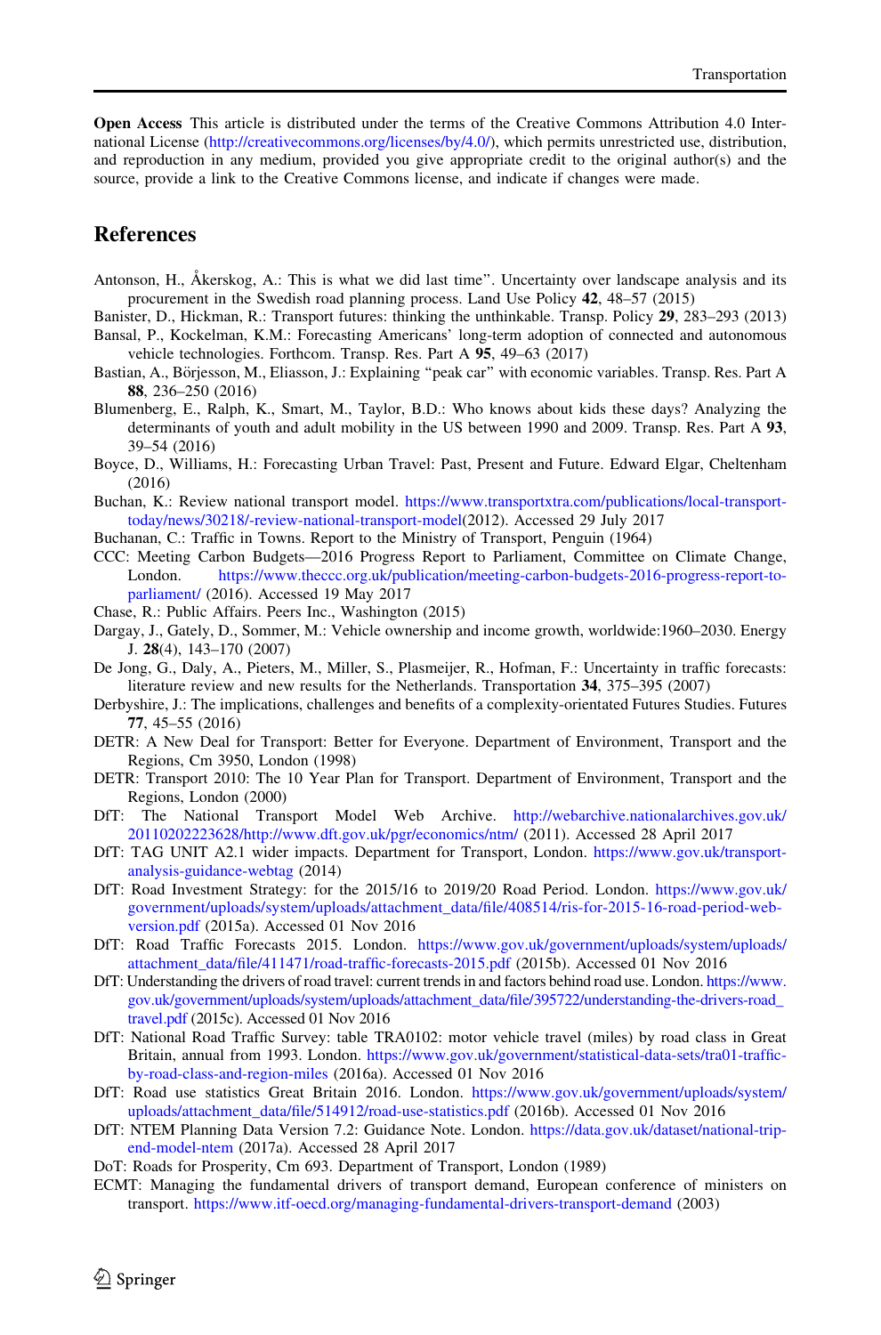**Open Access** This article is distributed under the terms of the Creative Commons Attribution 4.0 International License (http://creativecommons.org/licenses/by/4.0/), which permits unrestricted use, distribution, and reproduction in any medium, provided you give appropriate credit to the original author(s) and the source, provide a link to the Creative Commons license, and indicate if changes were made.

## References

Antonson, H., Åkerskog, A.: This is what we did last time". Uncertainty over landscape analysis and its procurement in the Swedish road planning process. Land Use Policy **42**, 48–57 (2015)

Banister, D., Hickman, R.: Transport futures: thinking the unthinkable. Transp. Policy **29**, 283–293 (2013)

Bansal, P., Kockelman, K.M.: Forecasting Americans' long-term adoption of connected and autonomous vehicle technologies. Forthcom. Transp. Res. Part A **95**, 49–63 (2017)

Bastian, A., Börjesson, M., Eliasson, J.: Explaining "peak car" with economic variables. Transp. Res. Part A **88**, 236–250 (2016)

Blumenberg, E., Ralph, K., Smart, M., Taylor, B.D.: Who knows about kids these days? Analyzing the determinants of youth and adult mobility in the US between 1990 and 2009. Transp. Res. Part A **93**, 39–54 (2016)

Boyce, D., Williams, H.: Forecasting Urban Travel: Past, Present and Future. Edward Elgar, Cheltenham (2016)

Buchan, K.: Review national transport model. https://www.transportxtra.com/publications/local-transport-today/news/30218/-review-national-transport-model(2012). Accessed 29 July 2017

Buchanan, C.: Traffic in Towns. Report to the Ministry of Transport, Penguin (1964)

CCC: Meeting Carbon Budgets—2016 Progress Report to Parliament, Committee on Climate Change, London. https://www.theccc.org.uk/publication/meeting-carbon-budgets-2016-progress-report-to-parliament/ (2016). Accessed 19 May 2017

Chase, R.: Public Affairs. Peers Inc., Washington (2015)

Dargay, J., Gately, D., Sommer, M.: Vehicle ownership and income growth, worldwide:1960–2030. Energy J. **28**(4), 143–170 (2007)

De Jong, G., Daly, A., Pieters, M., Miller, S., Plasmeijer, R., Hofman, F.: Uncertainty in traffic forecasts: literature review and new results for the Netherlands. Transportation **34**, 375–395 (2007)

Derbyshire, J.: The implications, challenges and benefits of a complexity-orientated Futures Studies. Futures **77**, 45–55 (2016)

DETR: A New Deal for Transport: Better for Everyone. Department of Environment, Transport and the Regions, Cm 3950, London (1998)

DETR: Transport 2010: The 10 Year Plan for Transport. Department of Environment, Transport and the Regions, London (2000)

DfT: The National Transport Model Web Archive. http://webarchive.nationalarchives.gov.uk/20110202223628/http://www.dft.gov.uk/pgr/economics/ntm/ (2011). Accessed 28 April 2017

DfT: TAG UNIT A2.1 wider impacts. Department for Transport, London. https://www.gov.uk/transport-analysis-guidance-webtag (2014)

DfT: Road Investment Strategy: for the 2015/16 to 2019/20 Road Period. London. https://www.gov.uk/government/uploads/system/uploads/attachment_data/file/408514/ris-for-2015-16-road-period-web-version.pdf (2015a). Accessed 01 Nov 2016

DfT: Road Traffic Forecasts 2015. London. https://www.gov.uk/government/uploads/system/uploads/attachment_data/file/411471/road-traffic-forecasts-2015.pdf (2015b). Accessed 01 Nov 2016

DfT: Understanding the drivers of road travel: current trends in and factors behind road use. London. https://www.gov.uk/government/uploads/system/uploads/attachment_data/file/395722/understanding-the-drivers-road_travel.pdf (2015c). Accessed 01 Nov 2016

DfT: National Road Traffic Survey: table TRA0102: motor vehicle travel (miles) by road class in Great Britain, annual from 1993. London. https://www.gov.uk/government/statistical-data-sets/tra01-traffic-by-road-class-and-region-miles (2016a). Accessed 01 Nov 2016

DfT: Road use statistics Great Britain 2016. London. https://www.gov.uk/government/uploads/system/uploads/attachment_data/file/514912/road-use-statistics.pdf (2016b). Accessed 01 Nov 2016

DfT: NTEM Planning Data Version 7.2: Guidance Note. London. https://data.gov.uk/dataset/national-trip-end-model-ntem (2017a). Accessed 28 April 2017

DoT: Roads for Prosperity, Cm 693. Department of Transport, London (1989)

ECMT: Managing the fundamental drivers of transport demand, European conference of ministers on transport. https://www.itf-oecd.org/managing-fundamental-drivers-transport-demand (2003)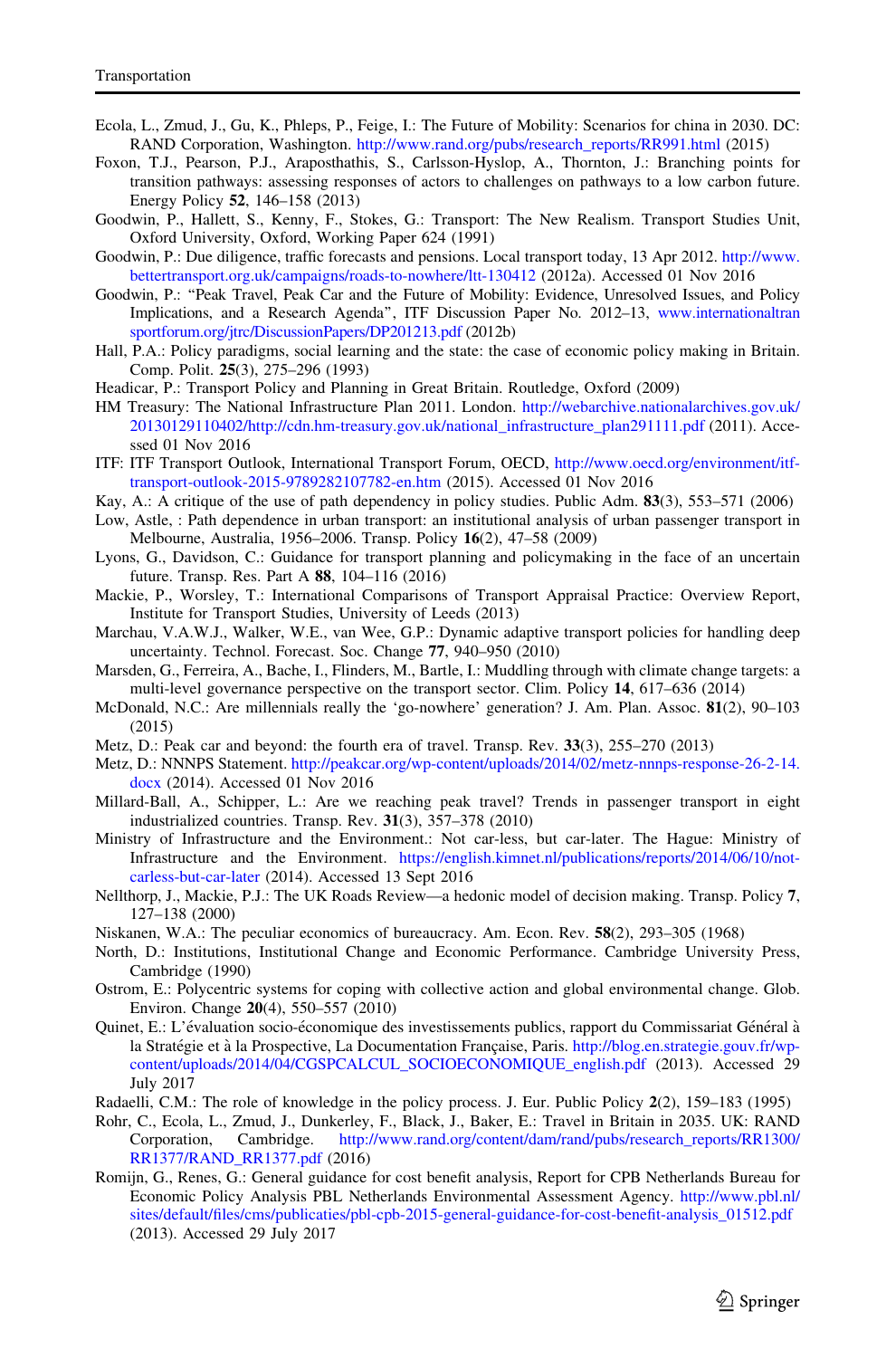Ecola, L., Zmud, J., Gu, K., Phleps, P., Feige, I.: The Future of Mobility: Scenarios for china in 2030. DC: RAND Corporation, Washington. http://www.rand.org/pubs/research_reports/RR991.html (2015)

Foxon, T.J., Pearson, P.J., Arapostathis, S., Carlsson-Hyslop, A., Thornton, J.: Branching points for transition pathways: assessing responses of actors to challenges on pathways to a low carbon future. Energy Policy **52**, 146–158 (2013)

Goodwin, P., Hallett, S., Kenny, F., Stokes, G.: Transport: The New Realism. Transport Studies Unit, Oxford University, Oxford, Working Paper 624 (1991)

Goodwin, P.: Due diligence, traffic forecasts and pensions. Local transport today, 13 Apr 2012. http://www.bettertransport.org.uk/campaigns/roads-to-nowhere/ltt-130412 (2012a). Accessed 01 Nov 2016

Goodwin, P.: "Peak Travel, Peak Car and the Future of Mobility: Evidence, Unresolved Issues, and Policy Implications, and a Research Agenda", ITF Discussion Paper No. 2012–13, www.internationaltransportforum.org/jtrc/DiscussionPapers/DP201213.pdf (2012b)

Hall, P.A.: Policy paradigms, social learning and the state: the case of economic policy making in Britain. Comp. Polit. **25**(3), 275–296 (1993)

Headicar, P.: Transport Policy and Planning in Great Britain. Routledge, Oxford (2009)

HM Treasury: The National Infrastructure Plan 2011. London. http://webarchive.nationalarchives.gov.uk/20130129110402/http://cdn.hm-treasury.gov.uk/national_infrastructure_plan291111.pdf (2011). Accessed 01 Nov 2016

ITF: ITF Transport Outlook, International Transport Forum, OECD, http://www.oecd.org/environment/itf-transport-outlook-2015-9789282107782-en.htm (2015). Accessed 01 Nov 2016

Kay, A.: A critique of the use of path dependency in policy studies. Public Adm. **83**(3), 553–571 (2006)

Low, Astle, : Path dependence in urban transport: an institutional analysis of urban passenger transport in Melbourne, Australia, 1956–2006. Transp. Policy **16**(2), 47–58 (2009)

Lyons, G., Davidson, C.: Guidance for transport planning and policymaking in the face of an uncertain future. Transp. Res. Part A **88**, 104–116 (2016)

Mackie, P., Worsley, T.: International Comparisons of Transport Appraisal Practice: Overview Report, Institute for Transport Studies, University of Leeds (2013)

Marchau, V.A.W.J., Walker, W.E., van Wee, G.P.: Dynamic adaptive transport policies for handling deep uncertainty. Technol. Forecast. Soc. Change **77**, 940–950 (2010)

Marsden, G., Ferreira, A., Bache, I., Flinders, M., Bartle, I.: Muddling through with climate change targets: a multi-level governance perspective on the transport sector. Clim. Policy **14**, 617–636 (2014)

McDonald, N.C.: Are millennials really the 'go-nowhere' generation? J. Am. Plan. Assoc. **81**(2), 90–103 (2015)

Metz, D.: Peak car and beyond: the fourth era of travel. Transp. Rev. **33**(3), 255–270 (2013)

Metz, D.: NNNPS Statement. http://peakcar.org/wp-content/uploads/2014/02/metz-nnnps-response-26-2-14.docx (2014). Accessed 01 Nov 2016

Millard-Ball, A., Schipper, L.: Are we reaching peak travel? Trends in passenger transport in eight industrialized countries. Transp. Rev. **31**(3), 357–378 (2010)

Ministry of Infrastructure and the Environment.: Not car-less, but car-later. The Hague: Ministry of Infrastructure and the Environment. https://english.kimnet.nl/publications/reports/2014/06/10/not-carless-but-car-later (2014). Accessed 13 Sept 2016

Nellthorp, J., Mackie, P.J.: The UK Roads Review—a hedonic model of decision making. Transp. Policy **7**, 127–138 (2000)

Niskanen, W.A.: The peculiar economics of bureaucracy. Am. Econ. Rev. **58**(2), 293–305 (1968)

North, D.: Institutions, Institutional Change and Economic Performance. Cambridge University Press, Cambridge (1990)

Ostrom, E.: Polycentric systems for coping with collective action and global environmental change. Glob. Environ. Change **20**(4), 550–557 (2010)

Quinet, E.: L'évaluation socio-économique des investissements publics, rapport du Commissariat Général à la Stratégie et à la Prospective, La Documentation Française, Paris. http://blog.en.strategie.gouv.fr/wp-content/uploads/2014/04/CGSPCALCUL_SOCIOECONOMIQUE_english.pdf (2013). Accessed 29 July 2017

Radaelli, C.M.: The role of knowledge in the policy process. J. Eur. Public Policy **2**(2), 159–183 (1995)

Rohr, C., Ecola, L., Zmud, J., Dunkerley, F., Black, J., Baker, E.: Travel in Britain in 2035. UK: RAND Corporation, Cambridge. http://www.rand.org/content/dam/rand/pubs/research_reports/RR1300/RR1377/RAND_RR1377.pdf (2016)

Romijn, G., Renes, G.: General guidance for cost benefit analysis, Report for CPB Netherlands Bureau for Economic Policy Analysis PBL Netherlands Environmental Assessment Agency. http://www.pbl.nl/sites/default/files/cms/publicaties/pbl-cpb-2015-general-guidance-for-cost-benefit-analysis_01512.pdf (2013). Accessed 29 July 2017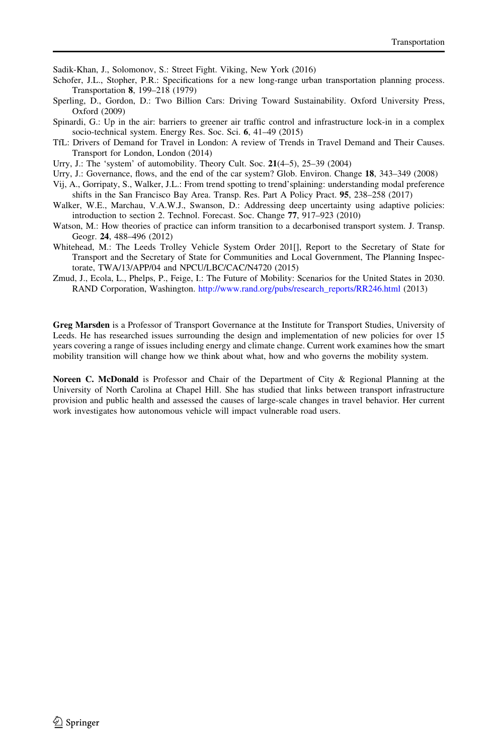Sadik-Khan, J., Solomonov, S.: Street Fight. Viking, New York (2016)

Schofer, J.L., Stopher, P.R.: Specifications for a new long-range urban transportation planning process. Transportation **8**, 199–218 (1979)

Sperling, D., Gordon, D.: Two Billion Cars: Driving Toward Sustainability. Oxford University Press, Oxford (2009)

Spinardi, G.: Up in the air: barriers to greener air traffic control and infrastructure lock-in in a complex socio-technical system. Energy Res. Soc. Sci. **6**, 41–49 (2015)

TfL: Drivers of Demand for Travel in London: A review of Trends in Travel Demand and Their Causes. Transport for London, London (2014)

Urry, J.: The 'system' of automobility. Theory Cult. Soc. **21**(4–5), 25–39 (2004)

Urry, J.: Governance, flows, and the end of the car system? Glob. Environ. Change **18**, 343–349 (2008)

Vij, A., Gorripaty, S., Walker, J.L.: From trend spotting to trend'splaining: understanding modal preference shifts in the San Francisco Bay Area. Transp. Res. Part A Policy Pract. **95**, 238–258 (2017)

Walker, W.E., Marchau, V.A.W.J., Swanson, D.: Addressing deep uncertainty using adaptive policies: introduction to section 2. Technol. Forecast. Soc. Change **77**, 917–923 (2010)

Watson, M.: How theories of practice can inform transition to a decarbonised transport system. J. Transp. Geogr. **24**, 488–496 (2012)

Whitehead, M.: The Leeds Trolley Vehicle System Order 201[], Report to the Secretary of State for Transport and the Secretary of State for Communities and Local Government, The Planning Inspectorate, TWA/13/APP/04 and NPCU/LBC/CAC/N4720 (2015)

Zmud, J., Ecola, L., Phelps, P., Feige, I.: The Future of Mobility: Scenarios for the United States in 2030. RAND Corporation, Washington. http://www.rand.org/pubs/research_reports/RR246.html (2013)

**Greg Marsden** is a Professor of Transport Governance at the Institute for Transport Studies, University of Leeds. He has researched issues surrounding the design and implementation of new policies for over 15 years covering a range of issues including energy and climate change. Current work examines how the smart mobility transition will change how we think about what, how and who governs the mobility system.

**Noreen C. McDonald** is Professor and Chair of the Department of City & Regional Planning at the University of North Carolina at Chapel Hill. She has studied that links between transport infrastructure provision and public health and assessed the causes of large-scale changes in travel behavior. Her current work investigates how autonomous vehicle will impact vulnerable road users.